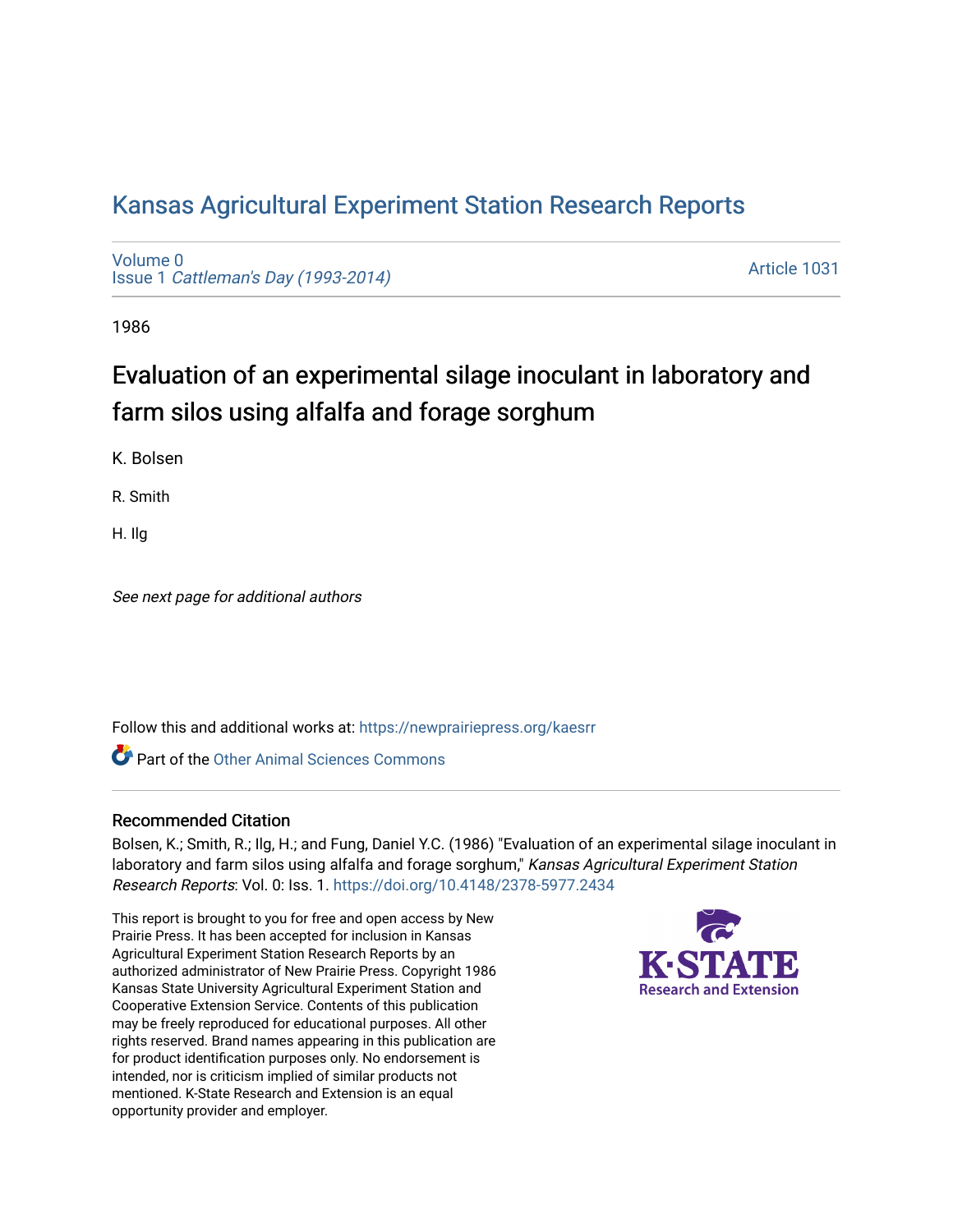# Kansas Agricultural Experiment Station Research Reports

Volume 0
Issue 1 *Cattleman's Day (1993-2014)*

Article 1031

1986

## Evaluation of an experimental silage inoculant in laboratory and farm silos using alfalfa and forage sorghum

K. Bolsen

R. Smith

H. Ilg

*See next page for additional authors*

Follow this and additional works at: https://newprairiepress.org/kaesrr

Part of the Other Animal Sciences Commons

### Recommended Citation

Bolsen, K.; Smith, R.; Ilg, H.; and Fung, Daniel Y.C. (1986) "Evaluation of an experimental silage inoculant in laboratory and farm silos using alfalfa and forage sorghum," *Kansas Agricultural Experiment Station Research Reports*: Vol. 0: Iss. 1. https://doi.org/10.4148/2378-5977.2434

This report is brought to you for free and open access by New Prairie Press. It has been accepted for inclusion in Kansas Agricultural Experiment Station Research Reports by an authorized administrator of New Prairie Press. Copyright 1986 Kansas State University Agricultural Experiment Station and Cooperative Extension Service. Contents of this publication may be freely reproduced for educational purposes. All other rights reserved. Brand names appearing in this publication are for product identification purposes only. No endorsement is intended, nor is criticism implied of similar products not mentioned. K-State Research and Extension is an equal opportunity provider and employer.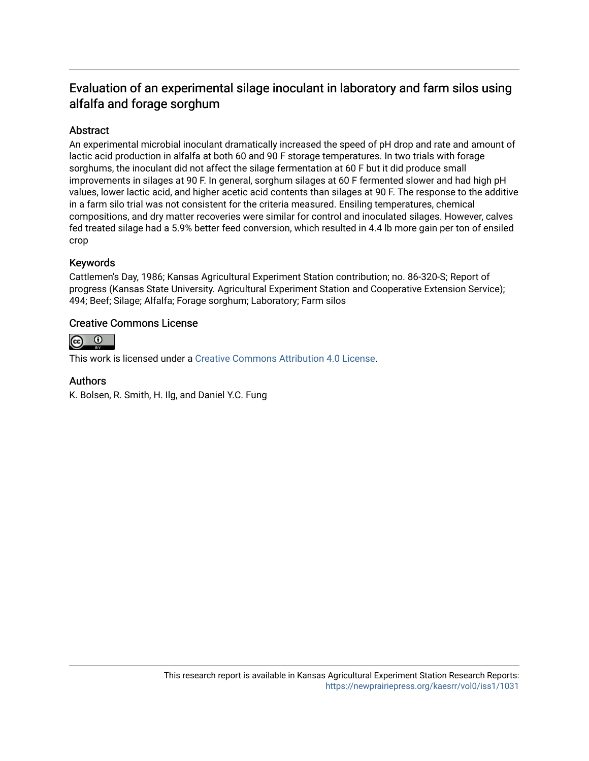# Evaluation of an experimental silage inoculant in laboratory and farm silos using alfalfa and forage sorghum

## Abstract

An experimental microbial inoculant dramatically increased the speed of pH drop and rate and amount of lactic acid production in alfalfa at both 60 and 90 F storage temperatures. In two trials with forage sorghums, the inoculant did not affect the silage fermentation at 60 F but it did produce small improvements in silages at 90 F. In general, sorghum silages at 60 F fermented slower and had high pH values, lower lactic acid, and higher acetic acid contents than silages at 90 F. The response to the additive in a farm silo trial was not consistent for the criteria measured. Ensiling temperatures, chemical compositions, and dry matter recoveries were similar for control and inoculated silages. However, calves fed treated silage had a 5.9% better feed conversion, which resulted in 4.4 lb more gain per ton of ensiled crop

## Keywords

Cattlemen's Day, 1986; Kansas Agricultural Experiment Station contribution; no. 86-320-S; Report of progress (Kansas State University. Agricultural Experiment Station and Cooperative Extension Service); 494; Beef; Silage; Alfalfa; Forage sorghum; Laboratory; Farm silos

## Creative Commons License

This work is licensed under a Creative Commons Attribution 4.0 License.

## Authors

K. Bolsen, R. Smith, H. Ilg, and Daniel Y.C. Fung

This research report is available in Kansas Agricultural Experiment Station Research Reports: https://newprairiepress.org/kaesrr/vol0/iss1/1031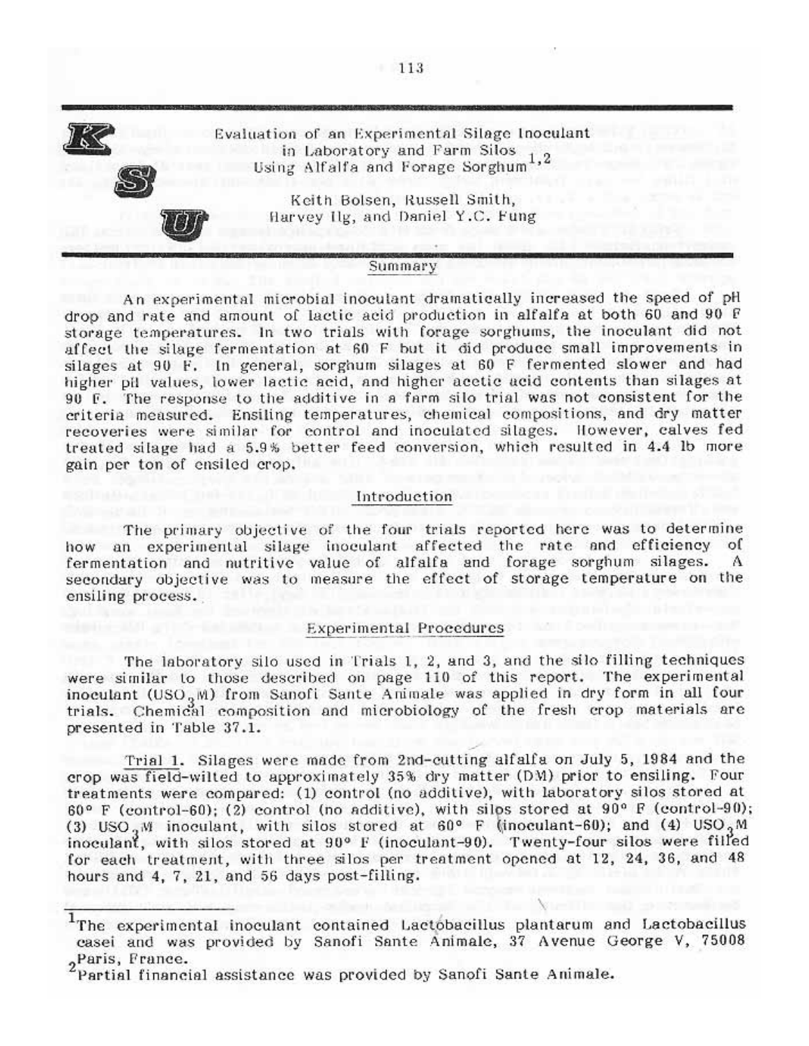# Evaluation of an Experimental Silage Inoculant in Laboratory and Farm Silos Using Alfalfa and Forage Sorghum[1,2]

Keith Bolsen, Russell Smith, Harvey Ilg, and Daniel Y.C. Fung

## Summary

An experimental microbial inoculant dramatically increased the speed of pH drop and rate and amount of lactic acid production in alfalfa at both 60 and 90 F storage temperatures. In two trials with forage sorghums, the inoculant did not affect the silage fermentation at 60 F but it did produce small improvements in silages at 90 F. In general, sorghum silages at 60 F fermented slower and had higher pH values, lower lactic acid, and higher acetic acid contents than silages at 90 F. The response to the additive in a farm silo trial was not consistent for the criteria measured. Ensiling temperatures, chemical compositions, and dry matter recoveries were similar for control and inoculated silages. However, calves fed treated silage had a 5.9% better feed conversion, which resulted in 4.4 lb more gain per ton of ensiled crop.

## Introduction

The primary objective of the four trials reported here was to determine how an experimental silage inoculant affected the rate and efficiency of fermentation and nutritive value of alfalfa and forage sorghum silages. A secondary objective was to measure the effect of storage temperature on the ensiling process.

## Experimental Procedures

The laboratory silo used in Trials 1, 2, and 3, and the silo filling techniques were similar to those described on page 110 of this report. The experimental inoculant ($USO_3M$) from Sanofi Sante Animale was applied in dry form in all four trials. Chemical composition and microbiology of the fresh crop materials are presented in Table 37.1.

Trial 1. Silages were made from 2nd-cutting alfalfa on July 5, 1984 and the crop was field-wilted to approximately 35% dry matter (DM) prior to ensiling. Four treatments were compared: (1) control (no additive), with laboratory silos stored at 60° F (control-60); (2) control (no additive), with silos stored at 90° F (control-90); (3) $USO_3M$ inoculant, with silos stored at 60° F (inoculant-60); and (4) $USO_3M$ inoculant, with silos stored at 90° F (inoculant-90). Twenty-four silos were filled for each treatment, with three silos per treatment opened at 12, 24, 36, and 48 hours and 4, 7, 21, and 56 days post-filling.

[1]The experimental inoculant contained Lactobacillus plantarum and Lactobacillus casei and was provided by Sanofi Sante Animale, 37 Avenue George V, 75008 Paris, France.

[2]Partial financial assistance was provided by Sanofi Sante Animale.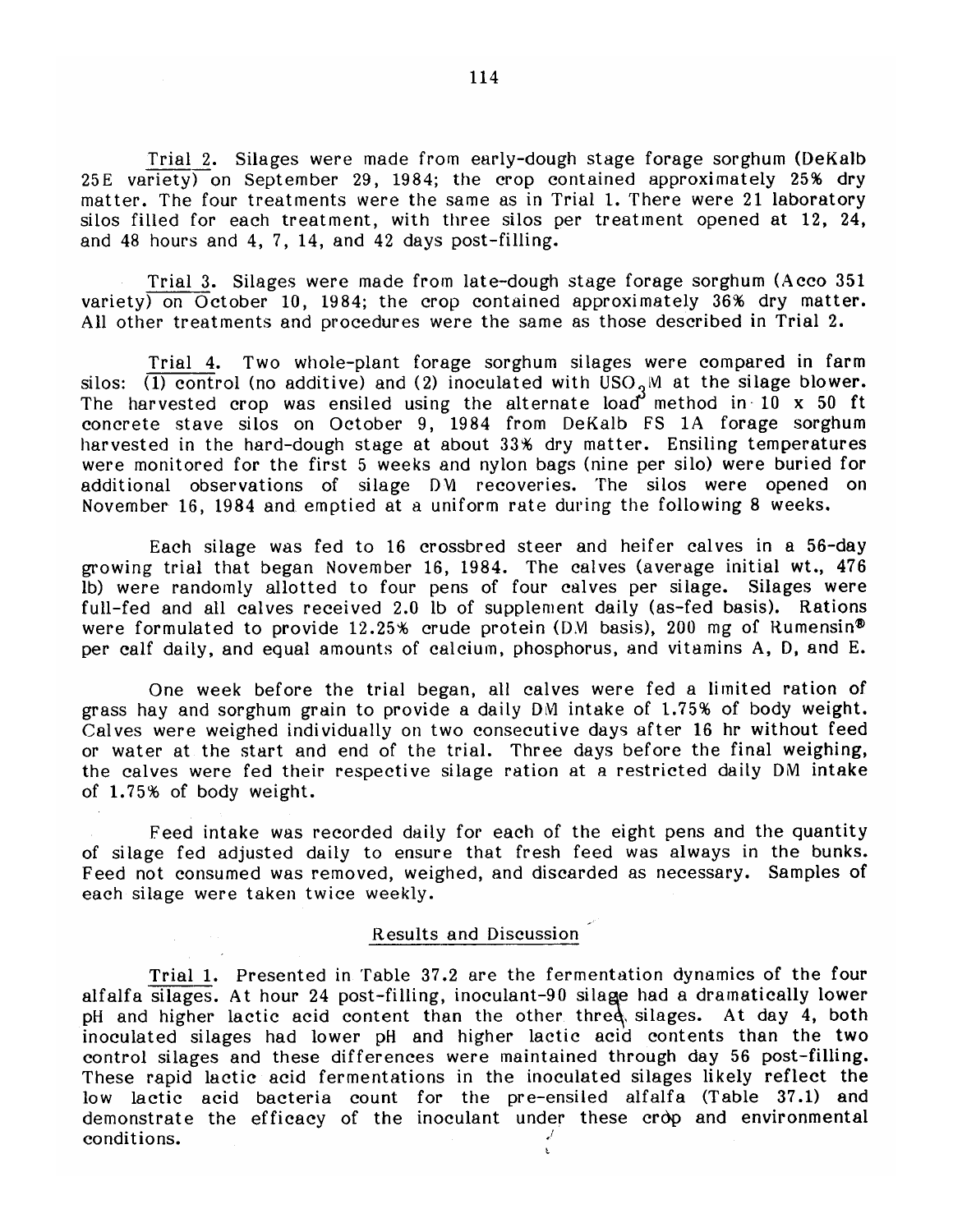Trial 2. Silages were made from early-dough stage forage sorghum (DeKalb 25E variety) on September 29, 1984; the crop contained approximately 25% dry matter. The four treatments were the same as in Trial 1. There were 21 laboratory silos filled for each treatment, with three silos per treatment opened at 12, 24, and 48 hours and 4, 7, 14, and 42 days post-filling.

Trial 3. Silages were made from late-dough stage forage sorghum (Acco 351 variety) on October 10, 1984; the crop contained approximately 36% dry matter. All other treatments and procedures were the same as those described in Trial 2.

Trial 4. Two whole-plant forage sorghum silages were compared in farm silos: (1) control (no additive) and (2) inoculated with $USO_3M$ at the silage blower. The harvested crop was ensiled using the alternate load method in 10 x 50 ft concrete stave silos on October 9, 1984 from DeKalb FS 1A forage sorghum harvested in the hard-dough stage at about 33% dry matter. Ensiling temperatures were monitored for the first 5 weeks and nylon bags (nine per silo) were buried for additional observations of silage DM recoveries. The silos were opened on November 16, 1984 and emptied at a uniform rate during the following 8 weeks.

Each silage was fed to 16 crossbred steer and heifer calves in a 56-day growing trial that began November 16, 1984. The calves (average initial wt., 476 lb) were randomly allotted to four pens of four calves per silage. Silages were full-fed and all calves received 2.0 lb of supplement daily (as-fed basis). Rations were formulated to provide 12.25% crude protein (DM basis), 200 mg of Rumensin® per calf daily, and equal amounts of calcium, phosphorus, and vitamins A, D, and E.

One week before the trial began, all calves were fed a limited ration of grass hay and sorghum grain to provide a daily DM intake of 1.75% of body weight. Calves were weighed individually on two consecutive days after 16 hr without feed or water at the start and end of the trial. Three days before the final weighing, the calves were fed their respective silage ration at a restricted daily DM intake of 1.75% of body weight.

Feed intake was recorded daily for each of the eight pens and the quantity of silage fed adjusted daily to ensure that fresh feed was always in the bunks. Feed not consumed was removed, weighed, and discarded as necessary. Samples of each silage were taken twice weekly.

## Results and Discussion

Trial 1. Presented in Table 37.2 are the fermentation dynamics of the four alfalfa silages. At hour 24 post-filling, inoculant-90 silage had a dramatically lower pH and higher lactic acid content than the other three silages. At day 4, both inoculated silages had lower pH and higher lactic acid contents than the two control silages and these differences were maintained through day 56 post-filling. These rapid lactic acid fermentations in the inoculated silages likely reflect the low lactic acid bacteria count for the pre-ensiled alfalfa (Table 37.1) and demonstrate the efficacy of the inoculant under these crop and environmental conditions.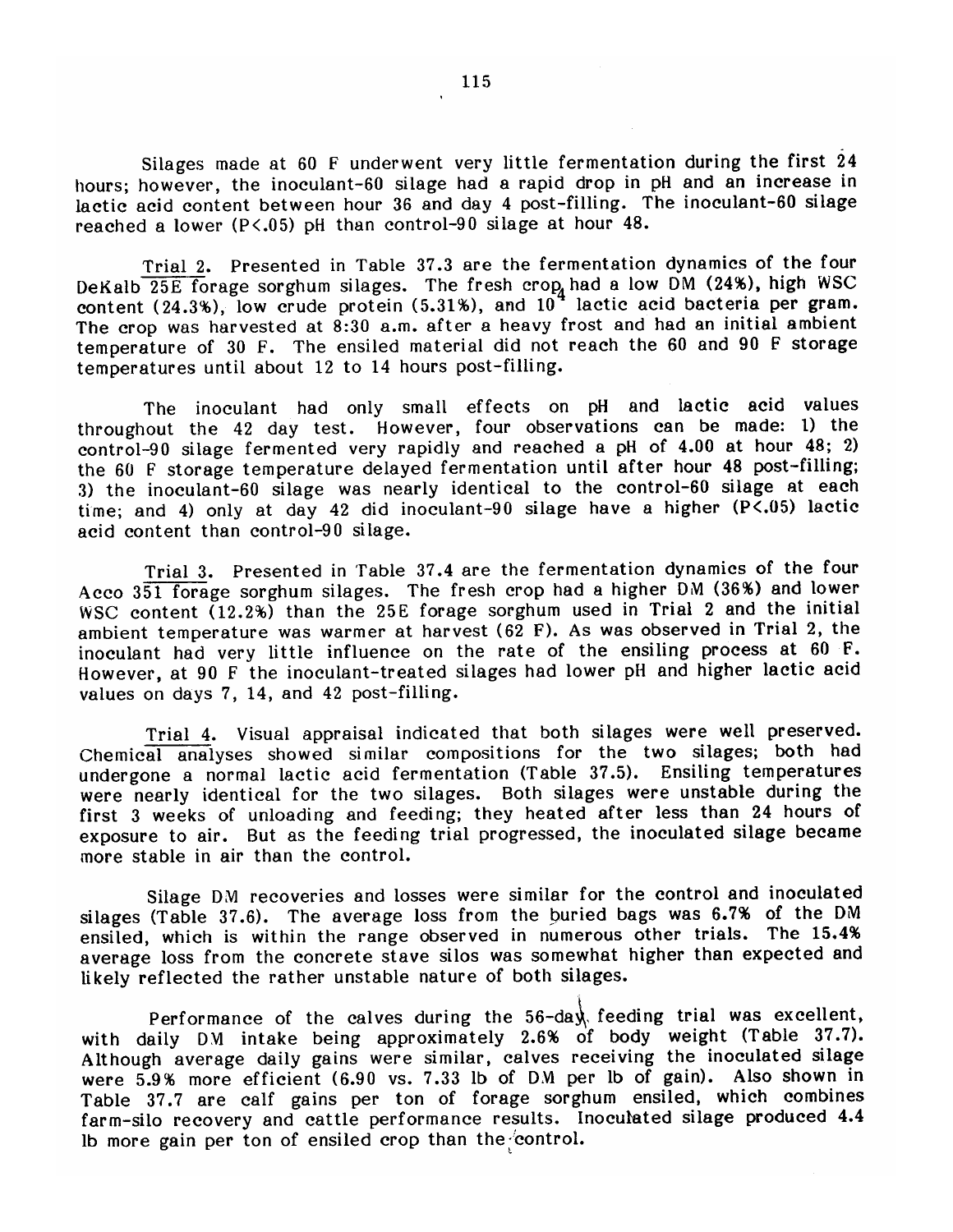Silages made at 60 F underwent very little fermentation during the first 24 hours; however, the inoculant-60 silage had a rapid drop in pH and an increase in lactic acid content between hour 36 and day 4 post-filling. The inoculant-60 silage reached a lower ($P<.05$) pH than control-90 silage at hour 48.

Trial 2. Presented in Table 37.3 are the fermentation dynamics of the four DeKalb 25E forage sorghum silages. The fresh crop had a low DM (24%), high WSC content (24.3%), low crude protein (5.31%), and $10^4$ lactic acid bacteria per gram. The crop was harvested at 8:30 a.m. after a heavy frost and had an initial ambient temperature of 30 F. The ensiled material did not reach the 60 and 90 F storage temperatures until about 12 to 14 hours post-filling.

The inoculant had only small effects on pH and lactic acid values throughout the 42 day test. However, four observations can be made: 1) the control-90 silage fermented very rapidly and reached a pH of 4.00 at hour 48; 2) the 60 F storage temperature delayed fermentation until after hour 48 post-filling; 3) the inoculant-60 silage was nearly identical to the control-60 silage at each time; and 4) only at day 42 did inoculant-90 silage have a higher ($P<.05$) lactic acid content than control-90 silage.

Trial 3. Presented in Table 37.4 are the fermentation dynamics of the four Acco 351 forage sorghum silages. The fresh crop had a higher DM (36%) and lower WSC content (12.2%) than the 25E forage sorghum used in Trial 2 and the initial ambient temperature was warmer at harvest (62 F). As was observed in Trial 2, the inoculant had very little influence on the rate of the ensiling process at 60 F. However, at 90 F the inoculant-treated silages had lower pH and higher lactic acid values on days 7, 14, and 42 post-filling.

Trial 4. Visual appraisal indicated that both silages were well preserved. Chemical analyses showed similar compositions for the two silages; both had undergone a normal lactic acid fermentation (Table 37.5). Ensiling temperatures were nearly identical for the two silages. Both silages were unstable during the first 3 weeks of unloading and feeding; they heated after less than 24 hours of exposure to air. But as the feeding trial progressed, the inoculated silage became more stable in air than the control.

Silage DM recoveries and losses were similar for the control and inoculated silages (Table 37.6). The average loss from the buried bags was 6.7% of the DM ensiled, which is within the range observed in numerous other trials. The 15.4% average loss from the concrete stave silos was somewhat higher than expected and likely reflected the rather unstable nature of both silages.

Performance of the calves during the 56-day feeding trial was excellent, with daily DM intake being approximately 2.6% of body weight (Table 37.7). Although average daily gains were similar, calves receiving the inoculated silage were 5.9% more efficient (6.90 vs. 7.33 lb of DM per lb of gain). Also shown in Table 37.7 are calf gains per ton of forage sorghum ensiled, which combines farm-silo recovery and cattle performance results. Inoculated silage produced 4.4 lb more gain per ton of ensiled crop than the control.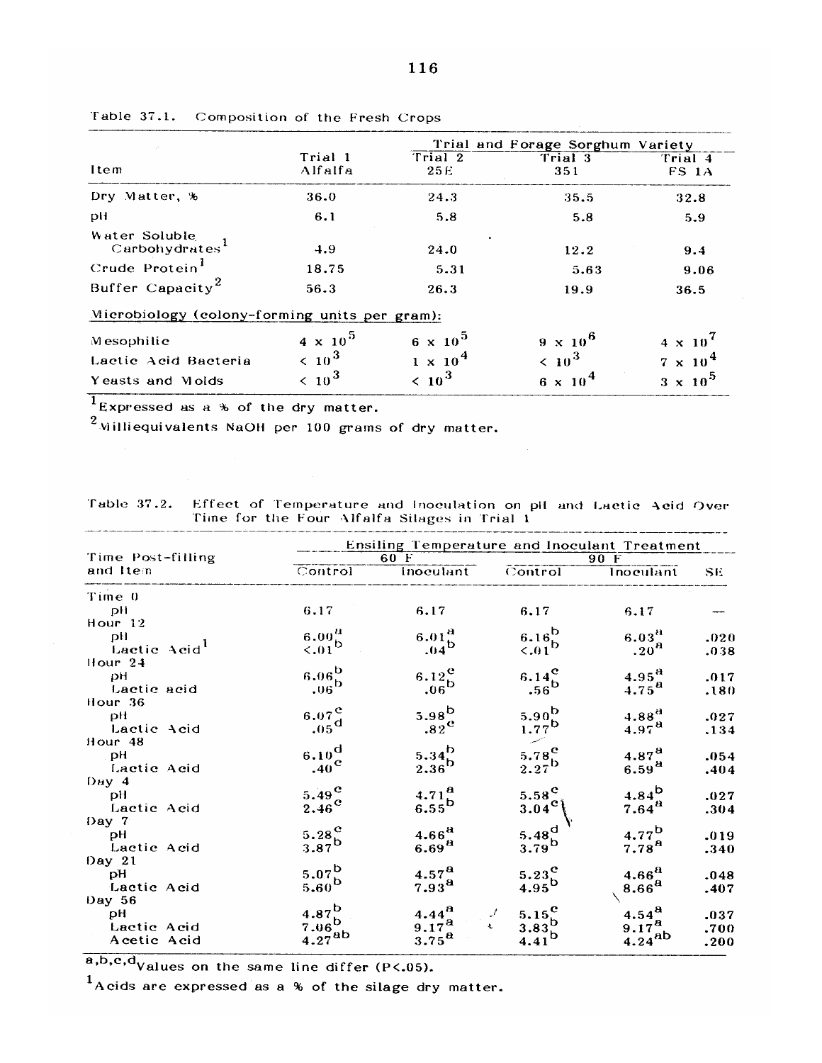Table 37.1. Composition of the Fresh Crops

| Item | Trial 1 Alfalfa | Trial and Forage Sorghum Variety | | |
|---|---|---|---|---|
| | | Trial 2 25E | Trial 3 351 | Trial 4 FS 1A |
| Dry Matter, % | 36.0 | 24.3 | 35.5 | 32.8 |
| pH | 6.1 | 5.8 | 5.8 | 5.9 |
| Water Soluble Carbohydrates[1] | 4.9 | 24.0 | 12.2 | 9.4 |
| Crude Protein[1] | 18.75 | 5.31 | 5.63 | 9.06 |
| Buffer Capacity[2] | 56.3 | 26.3 | 19.9 | 36.5 |
| Microbiology (colony-forming units per gram): | | | | |
| Mesophilic | $4 \times 10^5$ | $6 \times 10^5$ | $9 \times 10^6$ | $4 \times 10^7$ |
| Lactic Acid Bacteria | $< 10^3$ | $1 \times 10^4$ | $< 10^3$ | $7 \times 10^4$ |
| Yeasts and Molds | $< 10^3$ | $< 10^3$ | $6 \times 10^4$ | $3 \times 10^5$ |

[1]Expressed as a % of the dry matter.

[2]Milliequivalents NaOH per 100 grams of dry matter.

Table 37.2. Effect of Temperature and Inoculation on pH and Lactic Acid Over Time for the Four Alfalfa Silages in Trial 1

| Time Post-filling and Item | Ensiling Temperature and Inoculant Treatment | | | | |
|---|---|---|---|---|---|
| | 60 F | | 90 F | | |
| | Control | Inoculant | Control | Inoculant | SE |
| Time 0 | | | | | |
| pH | 6.17 | 6.17 | 6.17 | 6.17 | — |
| Hour 12 | | | | | |
| pH | 6.00[a] | 6.01[a] | 6.16[b] | 6.03[a] | .020 |
| Lactic Acid[1] | <.01[b] | .04[b] | <.01[b] | .20[a] | .038 |
| Hour 24 | | | | | |
| pH | 6.06[b] | 6.12[c] | 6.14[c] | 4.95[a] | .017 |
| Lactic acid | .06[b] | .06[b] | .56[b] | 4.75[a] | .180 |
| Hour 36 | | | | | |
| pH | 6.07[c] | 5.98[b] | 5.90[b] | 4.88[a] | .027 |
| Lactic Acid | .05[d] | .82[c] | 1.77[b] | 4.97[a] | .134 |
| Hour 48 | | | | | |
| pH | 6.10[d] | 5.34[b] | 5.78[c] | 4.87[a] | .054 |
| Lactic Acid | .40[c] | 2.36[b] | 2.27[b] | 6.59[a] | .404 |
| Day 4 | | | | | |
| pH | 5.49[c] | 4.71[a] | 5.58[c] | 4.84[b] | .027 |
| Lactic Acid | 2.46[c] | 6.55[b] | 3.04[c] | 7.64[a] | .304 |
| Day 7 | | | | | |
| pH | 5.28[c] | 4.66[a] | 5.48[d] | 4.77[b] | .019 |
| Lactic Acid | 3.87[b] | 6.69[a] | 3.79[b] | 7.78[a] | .340 |
| Day 21 | | | | | |
| pH | 5.07[b] | 4.57[a] | 5.23[c] | 4.66[a] | .048 |
| Lactic Acid | 5.60[b] | 7.93[a] | 4.95[b] | 8.66[a] | .407 |
| Day 56 | | | | | |
| pH | 4.87[b] | 4.44[a] | 5.15[c] | 4.54[a] | .037 |
| Lactic Acid | 7.06[b] | 9.17[a] | 3.83[b] | 9.17[a] | .700 |
| Acetic Acid | 4.27[ab] | 3.75[a] | 4.41[b] | 4.24[ab] | .200 |

[a,b,c,d]Values on the same line differ ($P<.05$).

[1]Acids are expressed as a % of the silage dry matter.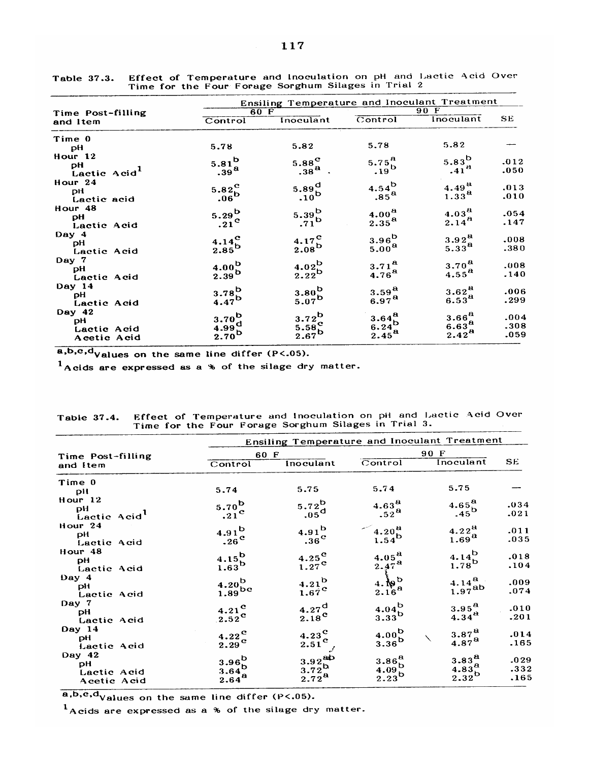Table 37.3. Effect of Temperature and Inoculation on pH and Lactic Acid Over Time for the Four Forage Sorghum Silages in Trial 2

| Time Post-filling and Item | Ensiling Temperature and Inoculant Treatment | | | | |
|---|---|---|---|---|---|
| | 60 F | | 90 F | | |
| | Control | Inoculant | Control | Inoculant | SE |
| Time 0 | | | | | |
| pH | 5.78 | 5.82 | 5.78 | 5.82 | — |
| Hour 12 | | | | | |
| pH | 5.81[b] | 5.88[c] | 5.75[a] | 5.83[b] | .012 |
| Lactic Acid[1] | .39[a] | .38[a] | .19[b] | .41[a] | .050 |
| Hour 24 | | | | | |
| pH | 5.82[c] | 5.89[d] | 4.54[b] | 4.49[a] | .013 |
| Lactic acid | .06[b] | .10[b] | .85[a] | 1.33[a] | .010 |
| Hour 48 | | | | | |
| pH | 5.29[b] | 5.39[b] | 4.00[a] | 4.03[a] | .054 |
| Lactic Acid | .21[c] | .71[b] | 2.35[a] | 2.14[a] | .147 |
| Day 4 | | | | | |
| pH | 4.14[c] | 4.17[c] | 3.96[b] | 3.92[a] | .008 |
| Lactic Acid | 2.85[b] | 2.08[b] | 5.00[a] | 5.33[a] | .380 |
| Day 7 | | | | | |
| pH | 4.00[b] | 4.02[b] | 3.71[a] | 3.70[a] | .008 |
| Lactic Acid | 2.39[b] | 2.22[b] | 4.76[a] | 4.55[a] | .140 |
| Day 14 | | | | | |
| pH | 3.78[b] | 3.80[b] | 3.59[a] | 3.62[a] | .006 |
| Lactic Acid | 4.47[b] | 5.07[b] | 6.97[a] | 6.53[a] | .299 |
| Day 42 | | | | | |
| pH | 3.70[b] | 3.72[b] | 3.64[a] | 3.66[a] | .004 |
| Lactic Acid | 4.99[d] | 5.58[c] | 6.24[b] | 6.63[a] | .308 |
| Acetic Acid | 2.70[b] | 2.67[b] | 2.45[a] | 2.42[a] | .059 |

[a,b,c,d]Values on the same line differ (P<.05).

[1]Acids are expressed as a % of the silage dry matter.

Table 37.4. Effect of Temperature and Inoculation on pH and Lactic Acid Over Time for the Four Forage Sorghum Silages in Trial 3.

| Time Post-filling and Item | Ensiling Temperature and Inoculant Treatment | | | | |
|---|---|---|---|---|---|
| | 60 F | | 90 F | | |
| | Control | Inoculant | Control | Inoculant | SE |
| Time 0 | | | | | |
| pH | 5.74 | 5.75 | 5.74 | 5.75 | — |
| Hour 12 | | | | | |
| pH | 5.70[b] | 5.72[b] | 4.63[a] | 4.65[a] | .034 |
| Lactic Acid[1] | .21[c] | .05[d] | .52[a] | .45[b] | .021 |
| Hour 24 | | | | | |
| pH | 4.91[b] | 4.91[b] | 4.20[a] | 4.22[a] | .011 |
| Lactic Acid | .26[c] | .36[c] | 1.54[b] | 1.69[a] | .035 |
| Hour 48 | | | | | |
| pH | 4.15[b] | 4.25[c] | 4.05[a] | 4.14[b] | .018 |
| Lactic Acid | 1.63[b] | 1.27[c] | 2.47[a] | 1.78[b] | .104 |
| Day 4 | | | | | |
| pH | 4.20[b] | 4.21[b] | 4.19[b] | 4.14[a] | .009 |
| Lactic Acid | 1.89[bc] | 1.67[c] | 2.16[a] | 1.97[ab] | .074 |
| Day 7 | | | | | |
| pH | 4.21[c] | 4.27[d] | 4.04[b] | 3.95[a] | .010 |
| Lactic Acid | 2.52[c] | 2.18[c] | 3.33[b] | 4.34[a] | .201 |
| Day 14 | | | | | |
| pH | 4.22[c] | 4.23[c] | 4.00[b] | 3.87[a] | .014 |
| Lactic Acid | 2.29[c] | 2.51[c] | 3.36[b] | 4.87[a] | .165 |
| Day 42 | | | | | |
| pH | 3.96[b] | 3.92[ab] | 3.86[a] | 3.83[a] | .029 |
| Lactic Acid | 3.64[b] | 3.72[b] | 4.09[b] | 4.83[a] | .332 |
| Acetic Acid | 2.64[a] | 2.72[a] | 2.23[b] | 2.32[b] | .165 |

[a,b,c,d]Values on the same line differ (P<.05).

[1]Acids are expressed as a % of the silage dry matter.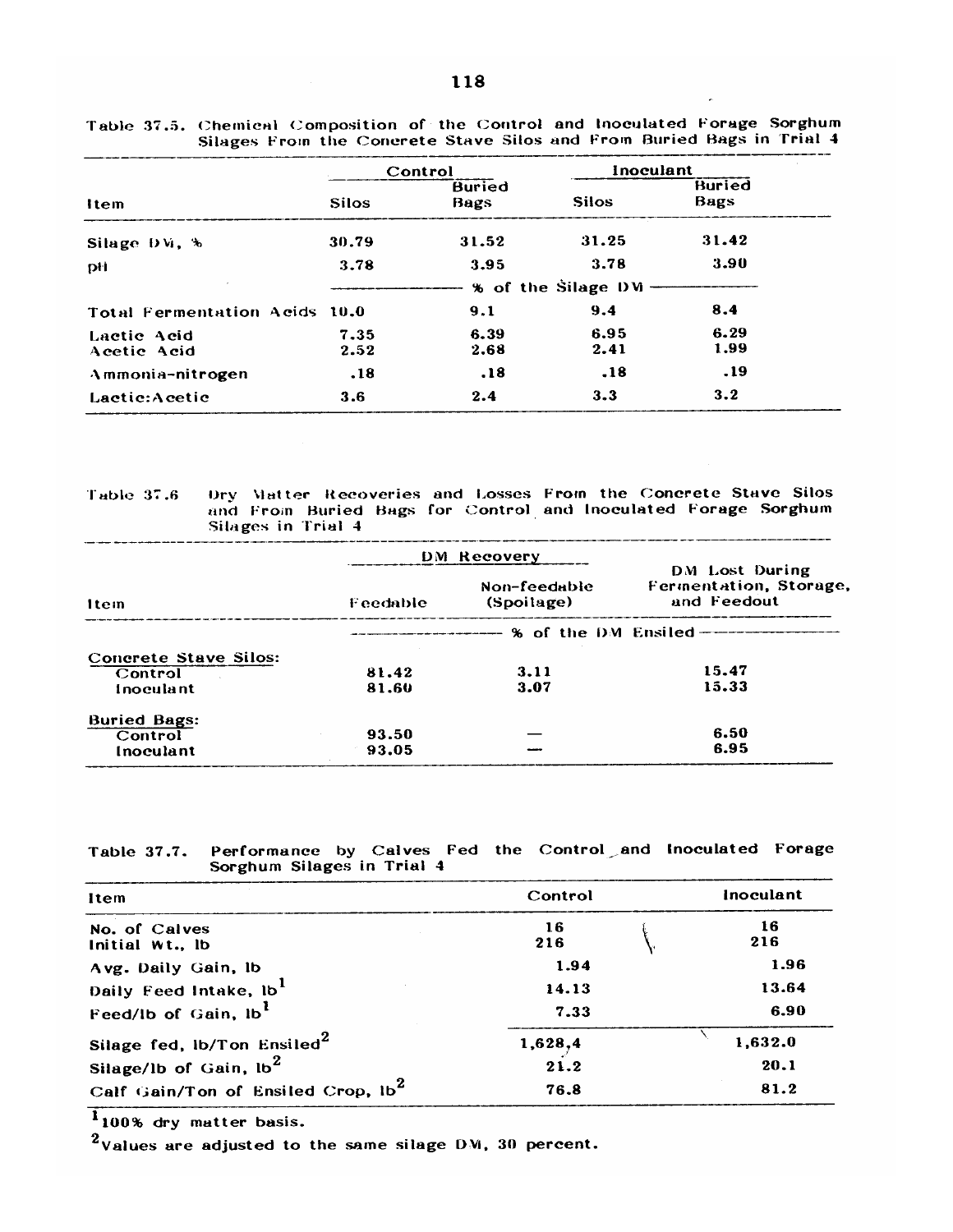Table 37.5. Chemical Composition of the Control and Inoculated Forage Sorghum Silages From the Concrete Stave Silos and From Buried Bags in Trial 4

| | Control | | Inoculant | |
|---|---|---|---|---|
| Item | Silos | Buried Bags | Silos | Buried Bags |
| Silage DM, % | 30.79 | 31.52 | 31.25 | 31.42 |
| pH | 3.78 | 3.95 | 3.78 | 3.90 |
| | % of the Silage DM | | | |
| Total Fermentation Acids | 10.0 | 9.1 | 9.4 | 8.4 |
| Lactic Acid | 7.35 | 6.39 | 6.95 | 6.29 |
| Acetic Acid | 2.52 | 2.68 | 2.41 | 1.99 |
| Ammonia-nitrogen | .18 | .18 | .18 | .19 |
| Lactic:Acetic | 3.6 | 2.4 | 3.3 | 3.2 |

Table 37.6 Dry Matter Recoveries and Losses From the Concrete Stave Silos and From Buried Bags for Control and Inoculated Forage Sorghum Silages in Trial 4

| | DM Recovery | | |
|---|---|---|---|
| Item | Feedable | Non-feedable (Spoilage) | DM Lost During Fermentation, Storage, and Feedout |
| | % of the DM Ensiled | | |
| Concrete Stave Silos: | | | |
| Control | 81.42 | 3.11 | 15.47 |
| Inoculant | 81.60 | 3.07 | 15.33 |
| Buried Bags: | | | |
| Control | 93.50 | — | 6.50 |
| Inoculant | 93.05 | — | 6.95 |

Table 37.7. Performance by Calves Fed the Control and Inoculated Forage Sorghum Silages in Trial 4

| Item | Control | Inoculant |
|---|---|---|
| No. of Calves | 16 | 16 |
| Initial Wt., lb | 216 | 216 |
| Avg. Daily Gain, lb | 1.94 | 1.96 |
| Daily Feed Intake, lb[1] | 14.13 | 13.64 |
| Feed/lb of Gain, lb[1] | 7.33 | 6.90 |
| Silage fed, lb/Ton Ensiled[2] | 1,628.4 | 1,632.0 |
| Silage/lb of Gain, lb[2] | 21.2 | 20.1 |
| Calf Gain/Ton of Ensiled Crop, lb[2] | 76.8 | 81.2 |

[1] 100% dry matter basis.

[2] Values are adjusted to the same silage DM, 30 percent.